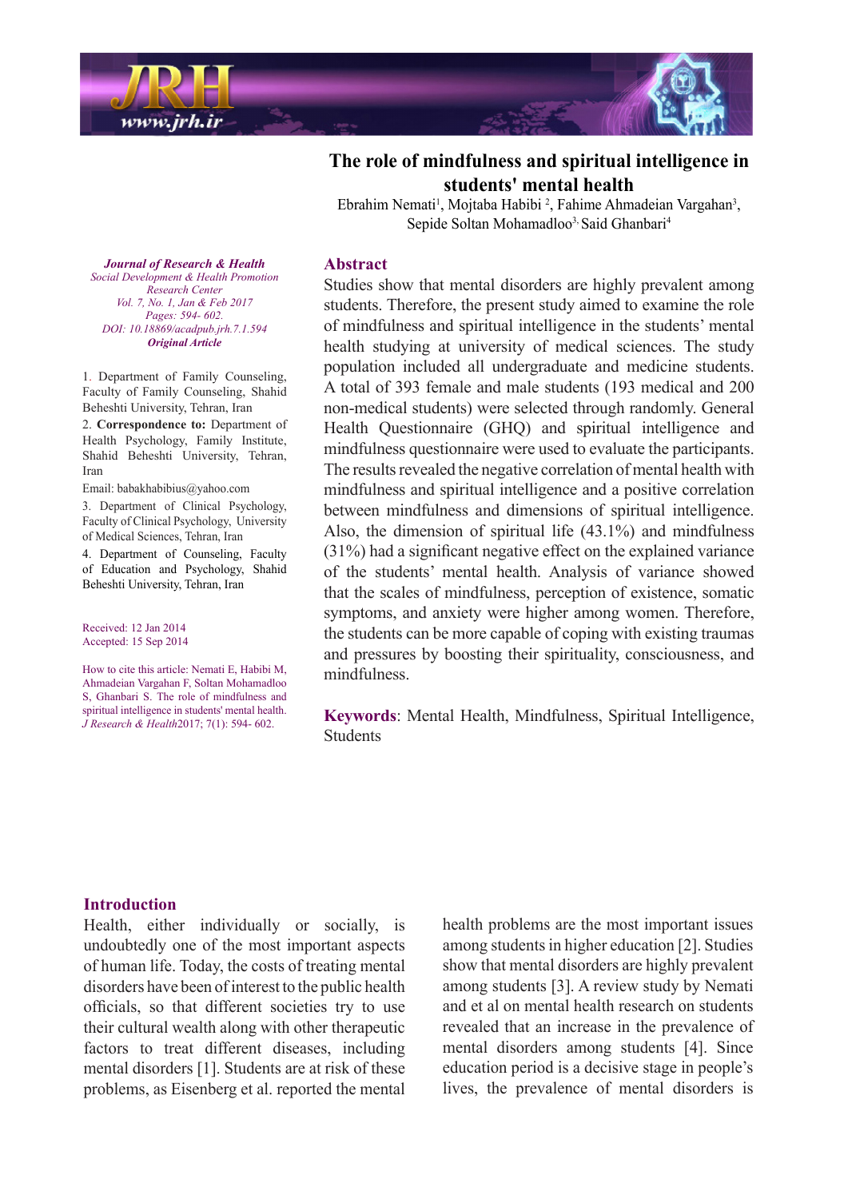# The role of mindfulness and spiritual intelligence in students' mental health

Ebrahim Nemati[1], Mojtaba Habibi [2], Fahime Ahmadeian Vargahan[3], Sepide Soltan Mohamadloo[3], Said Ghanbari[4]

*Journal of Research & Health*
*Social Development & Health Promotion Research Center*
*Vol. 7, No. 1, Jan & Feb 2017*
*Pages: 594- 602.*
*DOI: 10.18869/acadpub.jrh.7.1.594*
***Original Article***

1. Department of Family Counseling, Faculty of Family Counseling, Shahid Beheshti University, Tehran, Iran
2. **Correspondence to:** Department of Health Psychology, Family Institute, Shahid Beheshti University, Tehran, Iran

Email: babakhabibius@yahoo.com

3. Department of Clinical Psychology, Faculty of Clinical Psychology, University of Medical Sciences, Tehran, Iran
4. Department of Counseling, Faculty of Education and Psychology, Shahid Beheshti University, Tehran, Iran

Received: 12 Jan 2014
Accepted: 15 Sep 2014

How to cite this article: Nemati E, Habibi M, Ahmadeian Vargahan F, Soltan Mohamadloo S, Ghanbari S. The role of mindfulness and spiritual intelligence in students' mental health. *J Research & Health* 2017; 7(1): 594- 602.

## Abstract

Studies show that mental disorders are highly prevalent among students. Therefore, the present study aimed to examine the role of mindfulness and spiritual intelligence in the students' mental health studying at university of medical sciences. The study population included all undergraduate and medicine students. A total of 393 female and male students (193 medical and 200 non-medical students) were selected through randomly. General Health Questionnaire (GHQ) and spiritual intelligence and mindfulness questionnaire were used to evaluate the participants. The results revealed the negative correlation of mental health with mindfulness and spiritual intelligence and a positive correlation between mindfulness and dimensions of spiritual intelligence. Also, the dimension of spiritual life (43.1%) and mindfulness (31%) had a significant negative effect on the explained variance of the students' mental health. Analysis of variance showed that the scales of mindfulness, perception of existence, somatic symptoms, and anxiety were higher among women. Therefore, the students can be more capable of coping with existing traumas and pressures by boosting their spirituality, consciousness, and mindfulness.

**Keywords**: Mental Health, Mindfulness, Spiritual Intelligence, Students

## Introduction

Health, either individually or socially, is undoubtedly one of the most important aspects of human life. Today, the costs of treating mental disorders have been of interest to the public health officials, so that different societies try to use their cultural wealth along with other therapeutic factors to treat different diseases, including mental disorders [1]. Students are at risk of these problems, as Eisenberg et al. reported the mental health problems are the most important issues among students in higher education [2]. Studies show that mental disorders are highly prevalent among students [3]. A review study by Nemati and et al on mental health research on students revealed that an increase in the prevalence of mental disorders among students [4]. Since education period is a decisive stage in people's lives, the prevalence of mental disorders is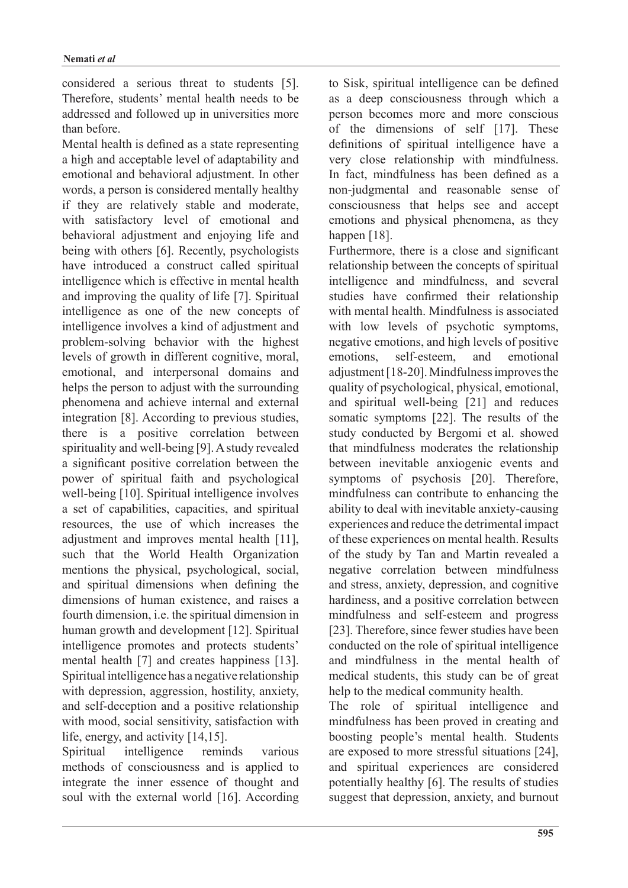considered a serious threat to students [5]. Therefore, students' mental health needs to be addressed and followed up in universities more than before.

Mental health is defined as a state representing a high and acceptable level of adaptability and emotional and behavioral adjustment. In other words, a person is considered mentally healthy if they are relatively stable and moderate, with satisfactory level of emotional and behavioral adjustment and enjoying life and being with others [6]. Recently, psychologists have introduced a construct called spiritual intelligence which is effective in mental health and improving the quality of life [7]. Spiritual intelligence as one of the new concepts of intelligence involves a kind of adjustment and problem-solving behavior with the highest levels of growth in different cognitive, moral, emotional, and interpersonal domains and helps the person to adjust with the surrounding phenomena and achieve internal and external integration [8]. According to previous studies, there is a positive correlation between spirituality and well-being [9]. A study revealed a significant positive correlation between the power of spiritual faith and psychological well-being [10]. Spiritual intelligence involves a set of capabilities, capacities, and spiritual resources, the use of which increases the adjustment and improves mental health [11], such that the World Health Organization mentions the physical, psychological, social, and spiritual dimensions when defining the dimensions of human existence, and raises a fourth dimension, i.e. the spiritual dimension in human growth and development [12]. Spiritual intelligence promotes and protects students' mental health [7] and creates happiness [13]. Spiritual intelligence has a negative relationship with depression, aggression, hostility, anxiety, and self-deception and a positive relationship with mood, social sensitivity, satisfaction with life, energy, and activity [14,15].

Spiritual intelligence reminds various methods of consciousness and is applied to integrate the inner essence of thought and soul with the external world [16]. According to Sisk, spiritual intelligence can be defined as a deep consciousness through which a person becomes more and more conscious of the dimensions of self [17]. These definitions of spiritual intelligence have a very close relationship with mindfulness. In fact, mindfulness has been defined as a non-judgmental and reasonable sense of consciousness that helps see and accept emotions and physical phenomena, as they happen [18].

Furthermore, there is a close and significant relationship between the concepts of spiritual intelligence and mindfulness, and several studies have confirmed their relationship with mental health. Mindfulness is associated with low levels of psychotic symptoms, negative emotions, and high levels of positive emotions, self-esteem, and emotional adjustment [18-20]. Mindfulness improves the quality of psychological, physical, emotional, and spiritual well-being [21] and reduces somatic symptoms [22]. The results of the study conducted by Bergomi et al. showed that mindfulness moderates the relationship between inevitable anxiogenic events and symptoms of psychosis [20]. Therefore, mindfulness can contribute to enhancing the ability to deal with inevitable anxiety-causing experiences and reduce the detrimental impact of these experiences on mental health. Results of the study by Tan and Martin revealed a negative correlation between mindfulness and stress, anxiety, depression, and cognitive hardiness, and a positive correlation between mindfulness and self-esteem and progress [23]. Therefore, since fewer studies have been conducted on the role of spiritual intelligence and mindfulness in the mental health of medical students, this study can be of great help to the medical community health.

The role of spiritual intelligence and mindfulness has been proved in creating and boosting people's mental health. Students are exposed to more stressful situations [24], and spiritual experiences are considered potentially healthy [6]. The results of studies suggest that depression, anxiety, and burnout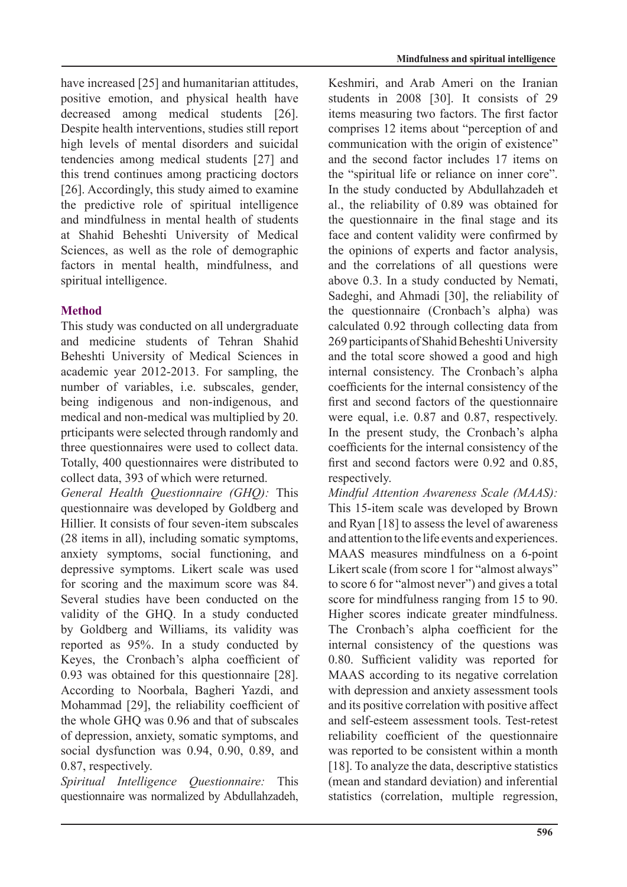have increased [25] and humanitarian attitudes, positive emotion, and physical health have decreased among medical students [26]. Despite health interventions, studies still report high levels of mental disorders and suicidal tendencies among medical students [27] and this trend continues among practicing doctors [26]. Accordingly, this study aimed to examine the predictive role of spiritual intelligence and mindfulness in mental health of students at Shahid Beheshti University of Medical Sciences, as well as the role of demographic factors in mental health, mindfulness, and spiritual intelligence.

## Method

This study was conducted on all undergraduate and medicine students of Tehran Shahid Beheshti University of Medical Sciences in academic year 2012-2013. For sampling, the number of variables, i.e. subscales, gender, being indigenous and non-indigenous, and medical and non-medical was multiplied by 20. prticipants were selected through randomly and three questionnaires were used to collect data. Totally, 400 questionnaires were distributed to collect data, 393 of which were returned.

*General Health Questionnaire (GHQ):* This questionnaire was developed by Goldberg and Hillier. It consists of four seven-item subscales (28 items in all), including somatic symptoms, anxiety symptoms, social functioning, and depressive symptoms. Likert scale was used for scoring and the maximum score was 84. Several studies have been conducted on the validity of the GHQ. In a study conducted by Goldberg and Williams, its validity was reported as 95%. In a study conducted by Keyes, the Cronbach's alpha coefficient of 0.93 was obtained for this questionnaire [28]. According to Noorbala, Bagheri Yazdi, and Mohammad [29], the reliability coefficient of the whole GHQ was 0.96 and that of subscales of depression, anxiety, somatic symptoms, and social dysfunction was 0.94, 0.90, 0.89, and 0.87, respectively.

*Spiritual Intelligence Questionnaire:* This questionnaire was normalized by Abdullahzadeh, Keshmiri, and Arab Ameri on the Iranian students in 2008 [30]. It consists of 29 items measuring two factors. The first factor comprises 12 items about "perception of and communication with the origin of existence" and the second factor includes 17 items on the "spiritual life or reliance on inner core". In the study conducted by Abdullahzadeh et al., the reliability of 0.89 was obtained for the questionnaire in the final stage and its face and content validity were confirmed by the opinions of experts and factor analysis, and the correlations of all questions were above 0.3. In a study conducted by Nemati, Sadeghi, and Ahmadi [30], the reliability of the questionnaire (Cronbach's alpha) was calculated 0.92 through collecting data from 269 participants of Shahid Beheshti University and the total score showed a good and high internal consistency. The Cronbach's alpha coefficients for the internal consistency of the first and second factors of the questionnaire were equal, i.e. 0.87 and 0.87, respectively. In the present study, the Cronbach's alpha coefficients for the internal consistency of the first and second factors were 0.92 and 0.85, respectively.

*Mindful Attention Awareness Scale (MAAS):* This 15-item scale was developed by Brown and Ryan [18] to assess the level of awareness and attention to the life events and experiences. MAAS measures mindfulness on a 6-point Likert scale (from score 1 for "almost always" to score 6 for "almost never") and gives a total score for mindfulness ranging from 15 to 90. Higher scores indicate greater mindfulness. The Cronbach's alpha coefficient for the internal consistency of the questions was 0.80. Sufficient validity was reported for MAAS according to its negative correlation with depression and anxiety assessment tools and its positive correlation with positive affect and self-esteem assessment tools. Test-retest reliability coefficient of the questionnaire was reported to be consistent within a month [18]. To analyze the data, descriptive statistics (mean and standard deviation) and inferential statistics (correlation, multiple regression,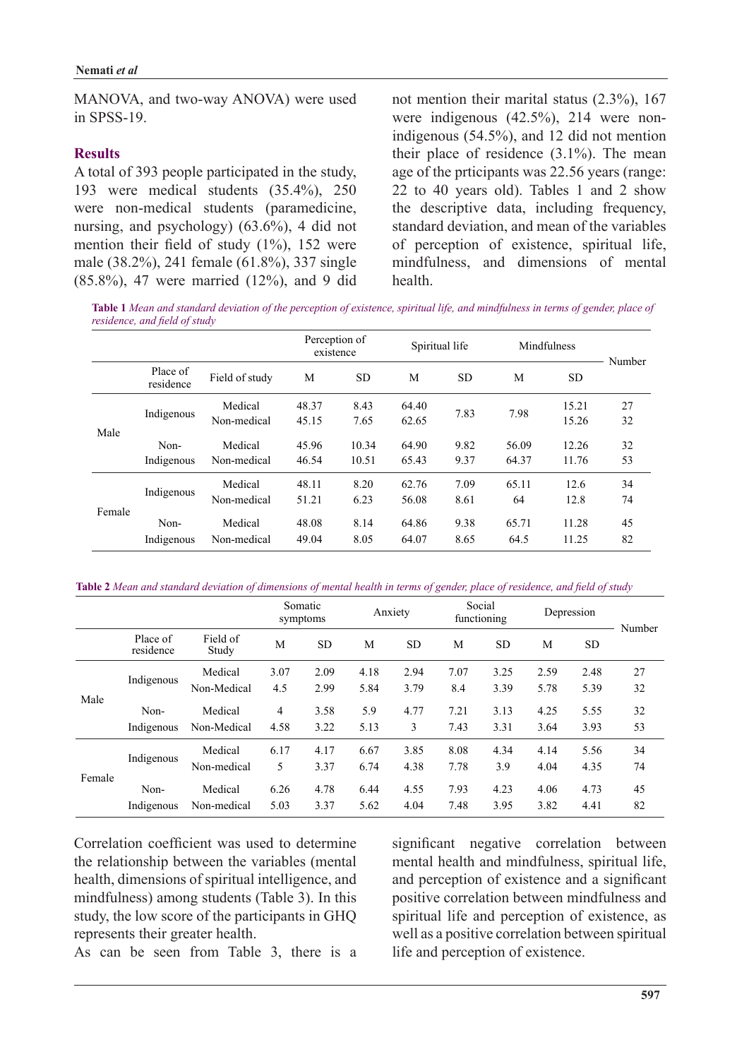MANOVA, and two-way ANOVA) were used in SPSS-19.

## Results

A total of 393 people participated in the study, 193 were medical students (35.4%), 250 were non-medical students (paramedicine, nursing, and psychology) (63.6%), 4 did not mention their field of study (1%), 152 were male (38.2%), 241 female (61.8%), 337 single (85.8%), 47 were married (12%), and 9 did not mention their marital status (2.3%), 167 were indigenous (42.5%), 214 were non-indigenous (54.5%), and 12 did not mention their place of residence (3.1%). The mean age of the prticipants was 22.56 years (range: 22 to 40 years old). Tables 1 and 2 show the descriptive data, including frequency, standard deviation, and mean of the variables of perception of existence, spiritual life, mindfulness, and dimensions of mental health.

**Table 1** *Mean and standard deviation of the perception of existence, spiritual life, and mindfulness in terms of gender, place of residence, and field of study*

| | | | Perception of existence | | Spiritual life | | Mindfulness | | Number |
|---|---|---|---|---|---|---|---|---|---|
| | Place of residence | Field of study | M | SD | M | SD | M | SD | |
| Male | Indigenous | Medical | 48.37 | 8.43 | 64.40 | 7.83 | 7.98 | 15.21 | 27 |
| | | Non-medical | 45.15 | 7.65 | 62.65 | | | 15.26 | 32 |
| | Non-Indigenous | Medical | 45.96 | 10.34 | 64.90 | 9.82 | 56.09 | 12.26 | 32 |
| | | Non-medical | 46.54 | 10.51 | 65.43 | 9.37 | 64.37 | 11.76 | 53 |
| Female | Indigenous | Medical | 48.11 | 8.20 | 62.76 | 7.09 | 65.11 | 12.6 | 34 |
| | | Non-medical | 51.21 | 6.23 | 56.08 | 8.61 | 64 | 12.8 | 74 |
| | Non-Indigenous | Medical | 48.08 | 8.14 | 64.86 | 9.38 | 65.71 | 11.28 | 45 |
| | | Non-medical | 49.04 | 8.05 | 64.07 | 8.65 | 64.5 | 11.25 | 82 |

**Table 2** *Mean and standard deviation of dimensions of mental health in terms of gender, place of residence, and field of study*

| | | | Somatic symptoms | | Anxiety | | Social functioning | | Depression | | Number |
|---|---|---|---|---|---|---|---|---|---|---|---|
| | Place of residence | Field of Study | M | SD | M | SD | M | SD | M | SD | |
| Male | Indigenous | Medical | 3.07 | 2.09 | 4.18 | 2.94 | 7.07 | 3.25 | 2.59 | 2.48 | 27 |
| | | Non-Medical | 4.5 | 2.99 | 5.84 | 3.79 | 8.4 | 3.39 | 5.78 | 5.39 | 32 |
| | Non-Indigenous | Medical | 4 | 3.58 | 5.9 | 4.77 | 7.21 | 3.13 | 4.25 | 5.55 | 32 |
| | | Non-Medical | 4.58 | 3.22 | 5.13 | 3 | 7.43 | 3.31 | 3.64 | 3.93 | 53 |
| Female | Indigenous | Medical | 6.17 | 4.17 | 6.67 | 3.85 | 8.08 | 4.34 | 4.14 | 5.56 | 34 |
| | | Non-medical | 5 | 3.37 | 6.74 | 4.38 | 7.78 | 3.9 | 4.04 | 4.35 | 74 |
| | Non-Indigenous | Medical | 6.26 | 4.78 | 6.44 | 4.55 | 7.93 | 4.23 | 4.06 | 4.73 | 45 |
| | | Non-medical | 5.03 | 3.37 | 5.62 | 4.04 | 7.48 | 3.95 | 3.82 | 4.41 | 82 |

Correlation coefficient was used to determine the relationship between the variables (mental health, dimensions of spiritual intelligence, and mindfulness) among students (Table 3). In this study, the low score of the participants in GHQ represents their greater health.

As can be seen from Table 3, there is a significant negative correlation between mental health and mindfulness, spiritual life, and perception of existence and a significant positive correlation between mindfulness and spiritual life and perception of existence, as well as a positive correlation between spiritual life and perception of existence.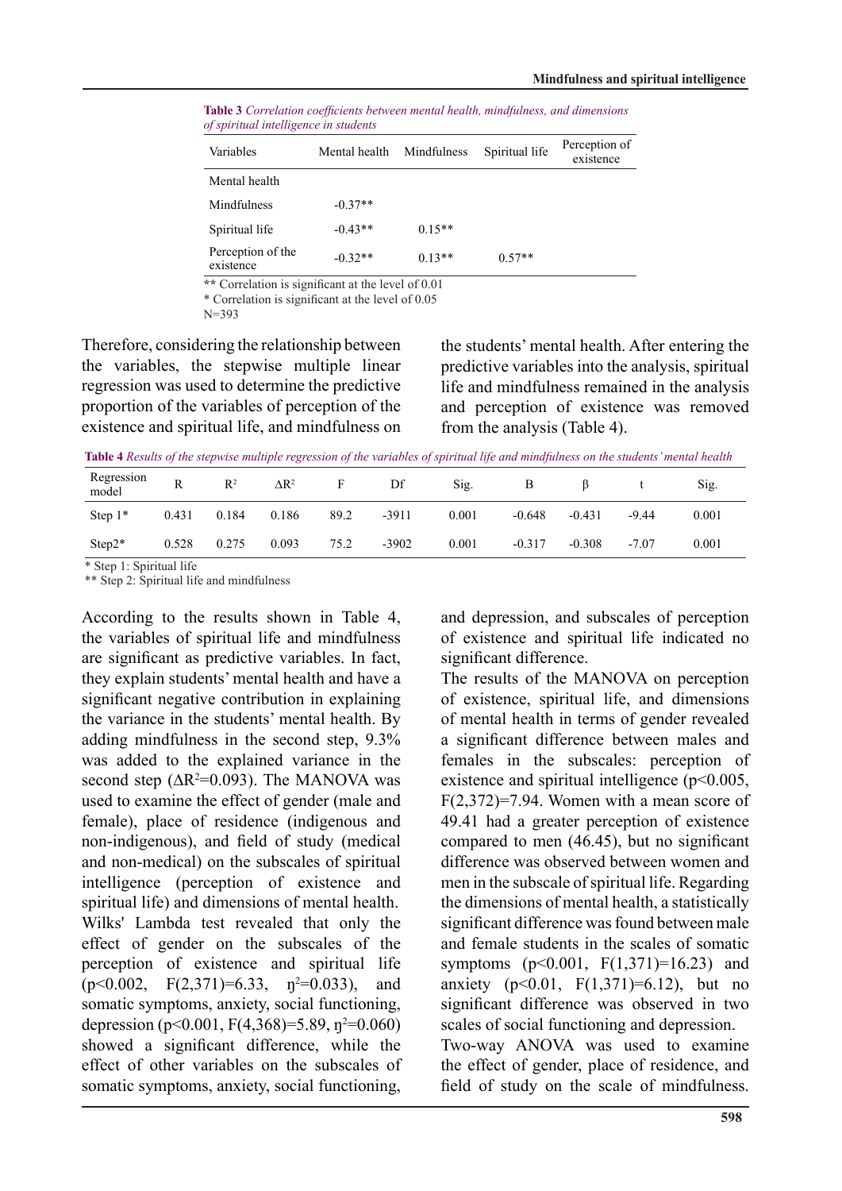**Table 3** *Correlation coefficients between mental health, mindfulness, and dimensions of spiritual intelligence in students*

| Variables | Mental health | Mindfulness | Spiritual life | Perception of existence |
|---|---|---|---|---|
| Mental health | | | | |
| Mindfulness | -0.37** | | | |
| Spiritual life | -0.43** | 0.15** | | |
| Perception of the existence | -0.32** | 0.13** | 0.57** | |

** Correlation is significant at the level of 0.01

* Correlation is significant at the level of 0.05

N=393

Therefore, considering the relationship between the variables, the stepwise multiple linear regression was used to determine the predictive proportion of the variables of perception of the existence and spiritual life, and mindfulness on the students' mental health. After entering the predictive variables into the analysis, spiritual life and mindfulness remained in the analysis and perception of existence was removed from the analysis (Table 4).

**Table 4** *Results of the stepwise multiple regression of the variables of spiritual life and mindfulness on the students' mental health*

| Regression model | R | $R^2$ | $\Delta R^2$ | F | Df | Sig. | B | β | t | Sig. |
|---|---|---|---|---|---|---|---|---|---|---|
| Step 1* | 0.431 | 0.184 | 0.186 | 89.2 | -3911 | 0.001 | -0.648 | -0.431 | -9.44 | 0.001 |
| Step2* | 0.528 | 0.275 | 0.093 | 75.2 | -3902 | 0.001 | -0.317 | -0.308 | -7.07 | 0.001 |

* Step 1: Spiritual life

** Step 2: Spiritual life and mindfulness

According to the results shown in Table 4, the variables of spiritual life and mindfulness are significant as predictive variables. In fact, they explain students' mental health and have a significant negative contribution in explaining the variance in the students' mental health. By adding mindfulness in the second step, 9.3% was added to the explained variance in the second step ($\Delta R^2$=0.093). The MANOVA was used to examine the effect of gender (male and female), place of residence (indigenous and non-indigenous), and field of study (medical and non-medical) on the subscales of spiritual intelligence (perception of existence and spiritual life) and dimensions of mental health. Wilks' Lambda test revealed that only the effect of gender on the subscales of the perception of existence and spiritual life ($p<0.002$, $F(2,371)=6.33$, $\eta^2=0.033$), and somatic symptoms, anxiety, social functioning, depression ($p<0.001$, $F(4,368)=5.89$, $\eta^2=0.060$) showed a significant difference, while the effect of other variables on the subscales of somatic symptoms, anxiety, social functioning, and depression, and subscales of perception of existence and spiritual life indicated no significant difference.

The results of the MANOVA on perception of existence, spiritual life, and dimensions of mental health in terms of gender revealed a significant difference between males and females in the subscales: perception of existence and spiritual intelligence ($p<0.005$, $F(2,372)=7.94$. Women with a mean score of 49.41 had a greater perception of existence compared to men (46.45), but no significant difference was observed between women and men in the subscale of spiritual life. Regarding the dimensions of mental health, a statistically significant difference was found between male and female students in the scales of somatic symptoms ($p<0.001$, $F(1,371)=16.23$) and anxiety ($p<0.01$, $F(1,371)=6.12$), but no significant difference was observed in two scales of social functioning and depression.

Two-way ANOVA was used to examine the effect of gender, place of residence, and field of study on the scale of mindfulness.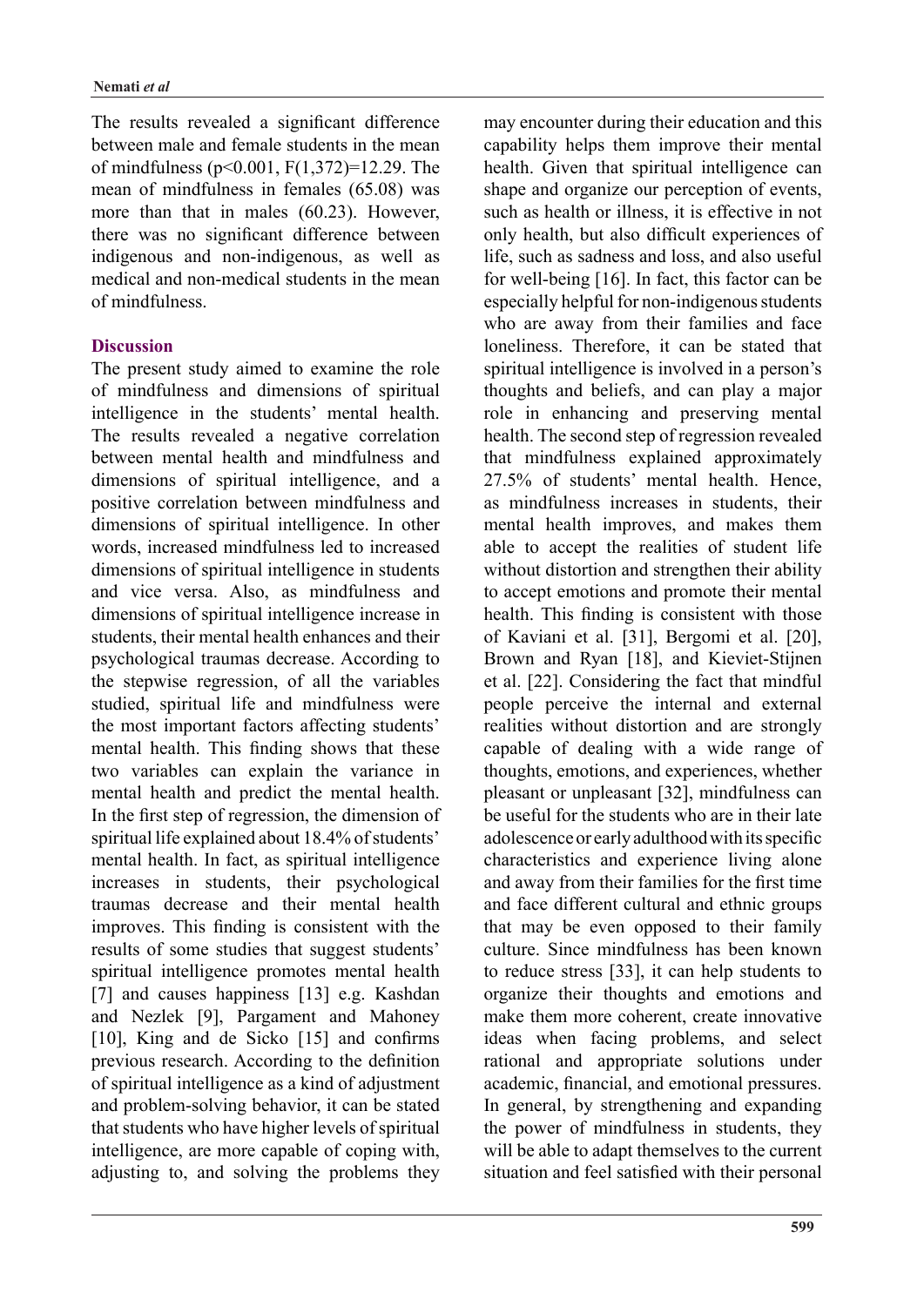The results revealed a significant difference between male and female students in the mean of mindfulness ($p<0.001$, $F(1,372)=12.29$. The mean of mindfulness in females (65.08) was more than that in males (60.23). However, there was no significant difference between indigenous and non-indigenous, as well as medical and non-medical students in the mean of mindfulness.

## Discussion

The present study aimed to examine the role of mindfulness and dimensions of spiritual intelligence in the students' mental health. The results revealed a negative correlation between mental health and mindfulness and dimensions of spiritual intelligence, and a positive correlation between mindfulness and dimensions of spiritual intelligence. In other words, increased mindfulness led to increased dimensions of spiritual intelligence in students and vice versa. Also, as mindfulness and dimensions of spiritual intelligence increase in students, their mental health enhances and their psychological traumas decrease. According to the stepwise regression, of all the variables studied, spiritual life and mindfulness were the most important factors affecting students' mental health. This finding shows that these two variables can explain the variance in mental health and predict the mental health. In the first step of regression, the dimension of spiritual life explained about 18.4% of students' mental health. In fact, as spiritual intelligence increases in students, their psychological traumas decrease and their mental health improves. This finding is consistent with the results of some studies that suggest students' spiritual intelligence promotes mental health [7] and causes happiness [13] e.g. Kashdan and Nezlek [9], Pargament and Mahoney [10], King and de Sicko [15] and confirms previous research. According to the definition of spiritual intelligence as a kind of adjustment and problem-solving behavior, it can be stated that students who have higher levels of spiritual intelligence, are more capable of coping with, adjusting to, and solving the problems they may encounter during their education and this capability helps them improve their mental health. Given that spiritual intelligence can shape and organize our perception of events, such as health or illness, it is effective in not only health, but also difficult experiences of life, such as sadness and loss, and also useful for well-being [16]. In fact, this factor can be especially helpful for non-indigenous students who are away from their families and face loneliness. Therefore, it can be stated that spiritual intelligence is involved in a person's thoughts and beliefs, and can play a major role in enhancing and preserving mental health. The second step of regression revealed that mindfulness explained approximately 27.5% of students' mental health. Hence, as mindfulness increases in students, their mental health improves, and makes them able to accept the realities of student life without distortion and strengthen their ability to accept emotions and promote their mental health. This finding is consistent with those of Kaviani et al. [31], Bergomi et al. [20], Brown and Ryan [18], and Kieviet-Stijnen et al. [22]. Considering the fact that mindful people perceive the internal and external realities without distortion and are strongly capable of dealing with a wide range of thoughts, emotions, and experiences, whether pleasant or unpleasant [32], mindfulness can be useful for the students who are in their late adolescence or early adulthood with its specific characteristics and experience living alone and away from their families for the first time and face different cultural and ethnic groups that may be even opposed to their family culture. Since mindfulness has been known to reduce stress [33], it can help students to organize their thoughts and emotions and make them more coherent, create innovative ideas when facing problems, and select rational and appropriate solutions under academic, financial, and emotional pressures. In general, by strengthening and expanding the power of mindfulness in students, they will be able to adapt themselves to the current situation and feel satisfied with their personal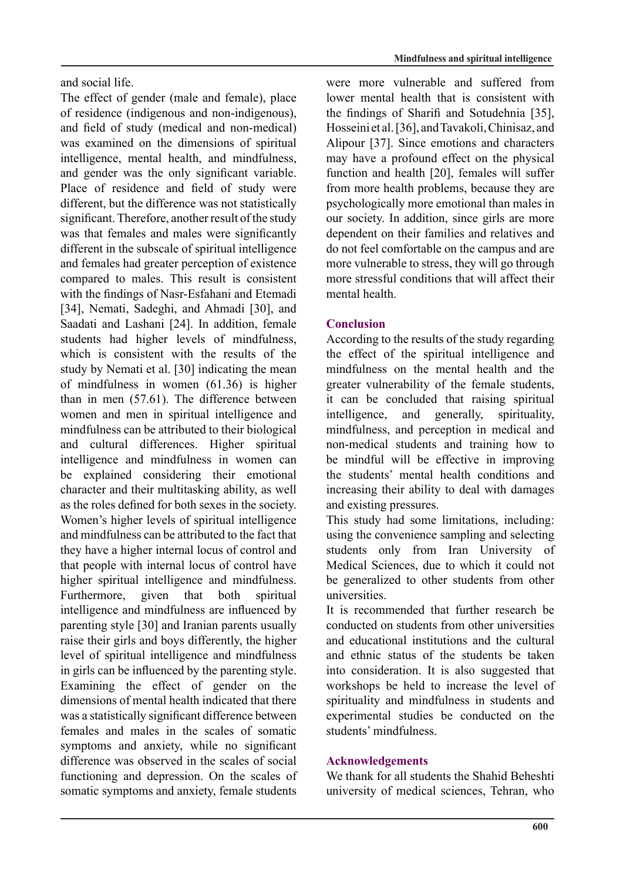and social life.

The effect of gender (male and female), place of residence (indigenous and non-indigenous), and field of study (medical and non-medical) was examined on the dimensions of spiritual intelligence, mental health, and mindfulness, and gender was the only significant variable. Place of residence and field of study were different, but the difference was not statistically significant. Therefore, another result of the study was that females and males were significantly different in the subscale of spiritual intelligence and females had greater perception of existence compared to males. This result is consistent with the findings of Nasr-Esfahani and Etemadi [34], Nemati, Sadeghi, and Ahmadi [30], and Saadati and Lashani [24]. In addition, female students had higher levels of mindfulness, which is consistent with the results of the study by Nemati et al. [30] indicating the mean of mindfulness in women (61.36) is higher than in men (57.61). The difference between women and men in spiritual intelligence and mindfulness can be attributed to their biological and cultural differences. Higher spiritual intelligence and mindfulness in women can be explained considering their emotional character and their multitasking ability, as well as the roles defined for both sexes in the society. Women's higher levels of spiritual intelligence and mindfulness can be attributed to the fact that they have a higher internal locus of control and that people with internal locus of control have higher spiritual intelligence and mindfulness. Furthermore, given that both spiritual intelligence and mindfulness are influenced by parenting style [30] and Iranian parents usually raise their girls and boys differently, the higher level of spiritual intelligence and mindfulness in girls can be influenced by the parenting style. Examining the effect of gender on the dimensions of mental health indicated that there was a statistically significant difference between females and males in the scales of somatic symptoms and anxiety, while no significant difference was observed in the scales of social functioning and depression. On the scales of somatic symptoms and anxiety, female students were more vulnerable and suffered from lower mental health that is consistent with the findings of Sharifi and Sotudehnia [35], Hosseini et al. [36], and Tavakoli, Chinisaz, and Alipour [37]. Since emotions and characters may have a profound effect on the physical function and health [20], females will suffer from more health problems, because they are psychologically more emotional than males in our society. In addition, since girls are more dependent on their families and relatives and do not feel comfortable on the campus and are more vulnerable to stress, they will go through more stressful conditions that will affect their mental health.

## Conclusion

According to the results of the study regarding the effect of the spiritual intelligence and mindfulness on the mental health and the greater vulnerability of the female students, it can be concluded that raising spiritual intelligence, and generally, spirituality, mindfulness, and perception in medical and non-medical students and training how to be mindful will be effective in improving the students' mental health conditions and increasing their ability to deal with damages and existing pressures.

This study had some limitations, including: using the convenience sampling and selecting students only from Iran University of Medical Sciences, due to which it could not be generalized to other students from other universities.

It is recommended that further research be conducted on students from other universities and educational institutions and the cultural and ethnic status of the students be taken into consideration. It is also suggested that workshops be held to increase the level of spirituality and mindfulness in students and experimental studies be conducted on the students' mindfulness.

## Acknowledgements

We thank for all students the Shahid Beheshti university of medical sciences, Tehran, who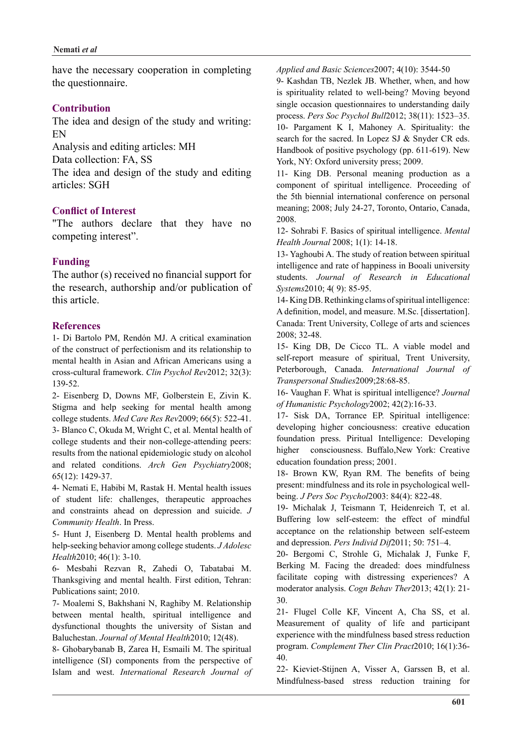have the necessary cooperation in completing the questionnaire.

## Contribution

The idea and design of the study and writing: EN

Analysis and editing articles: MH

Data collection: FA, SS

The idea and design of the study and editing articles: SGH

## Conflict of Interest

"The authors declare that they have no competing interest".

## Funding

The author (s) received no financial support for the research, authorship and/or publication of this article.

## References

1- Di Bartolo PM, Rendón MJ. A critical examination of the construct of perfectionism and its relationship to mental health in Asian and African Americans using a cross-cultural framework. *Clin Psychol Rev*2012; 32(3): 139-52.

2- Eisenberg D, Downs MF, Golberstein E, Zivin K. Stigma and help seeking for mental health among college students. *Med Care Res Rev*2009; 66(5): 522-41.

3- Blanco C, Okuda M, Wright C, et al. Mental health of college students and their non-college-attending peers: results from the national epidemiologic study on alcohol and related conditions. *Arch Gen Psychiatry*2008; 65(12): 1429-37.

4- Nemati E, Habibi M, Rastak H. Mental health issues of student life: challenges, therapeutic approaches and constraints ahead on depression and suicide. *J Community Health*. In Press.

5- Hunt J, Eisenberg D. Mental health problems and help-seeking behavior among college students. *J Adolesc Health*2010; 46(1): 3-10.

6- Mesbahi Rezvan R, Zahedi O, Tabatabai M. Thanksgiving and mental health. First edition, Tehran: Publications saint; 2010.

7- Moalemi S, Bakhshani N, Raghiby M. Relationship between mental health, spiritual intelligence and dysfunctional thoughts the university of Sistan and Baluchestan. *Journal of Mental Health*2010; 12(48).

8- Ghobarybanab B, Zarea H, Esmaili M. The spiritual intelligence (SI) components from the perspective of Islam and west. *International Research Journal of Applied and Basic Sciences*2007; 4(10): 3544-50

9- Kashdan TB, Nezlek JB. Whether, when, and how is spirituality related to well-being? Moving beyond single occasion questionnaires to understanding daily process. *Pers Soc Psychol Bull*2012; 38(11): 1523–35.

10- Pargament K I, Mahoney A. Spirituality: the search for the sacred. In Lopez SJ & Snyder CR eds. Handbook of positive psychology (pp. 611-619). New York, NY: Oxford university press; 2009.

11- King DB. Personal meaning production as a component of spiritual intelligence. Proceeding of the 5th biennial international conference on personal meaning; 2008; July 24-27, Toronto, Ontario, Canada, 2008.

12- Sohrabi F. Basics of spiritual intelligence. *Mental Health Journal* 2008; 1(1): 14-18.

13- Yaghoubi A. The study of reation between spiritual intelligence and rate of happiness in Booali university students. *Journal of Research in Educational Systems*2010; 4( 9): 85-95.

14- King DB. Rethinking clams of spiritual intelligence: A definition, model, and measure. M.Sc. [dissertation]. Canada: Trent University, College of arts and sciences 2008; 32-48.

15- King DB, De Cicco TL. A viable model and self-report measure of spiritual, Trent University, Peterborough, Canada. *International Journal of Transpersonal Studies*2009;28:68-85.

16- Vaughan F. What is spiritual intelligence? *Journal of Humanistic Psychology*2002; 42(2):16-33.

17- Sisk DA, Torrance EP. Spiritual intelligence: developing higher conciousness: creative education foundation press. Piritual Intelligence: Developing higher consciousness. Buffalo,New York: Creative education foundation press; 2001.

18- Brown KW, Ryan RM. The benefits of being present: mindfulness and its role in psychological well-being. *J Pers Soc Psychol*2003: 84(4): 822-48.

19- Michalak J, Teismann T, Heidenreich T, et al. Buffering low self-esteem: the effect of mindful acceptance on the relationship between self-esteem and depression. *Pers Individ Dif*2011; 50: 751–4.

20- Bergomi C, Strohle G, Michalak J, Funke F, Berking M. Facing the dreaded: does mindfulness facilitate coping with distressing experiences? A moderator analysis. *Cogn Behav Ther*2013; 42(1): 21-30.

21- Flugel Colle KF, Vincent A, Cha SS, et al. Measurement of quality of life and participant experience with the mindfulness based stress reduction program. *Complement Ther Clin Pract*2010; 16(1):36-40.

22- Kieviet-Stijnen A, Visser A, Garssen B, et al. Mindfulness-based stress reduction training for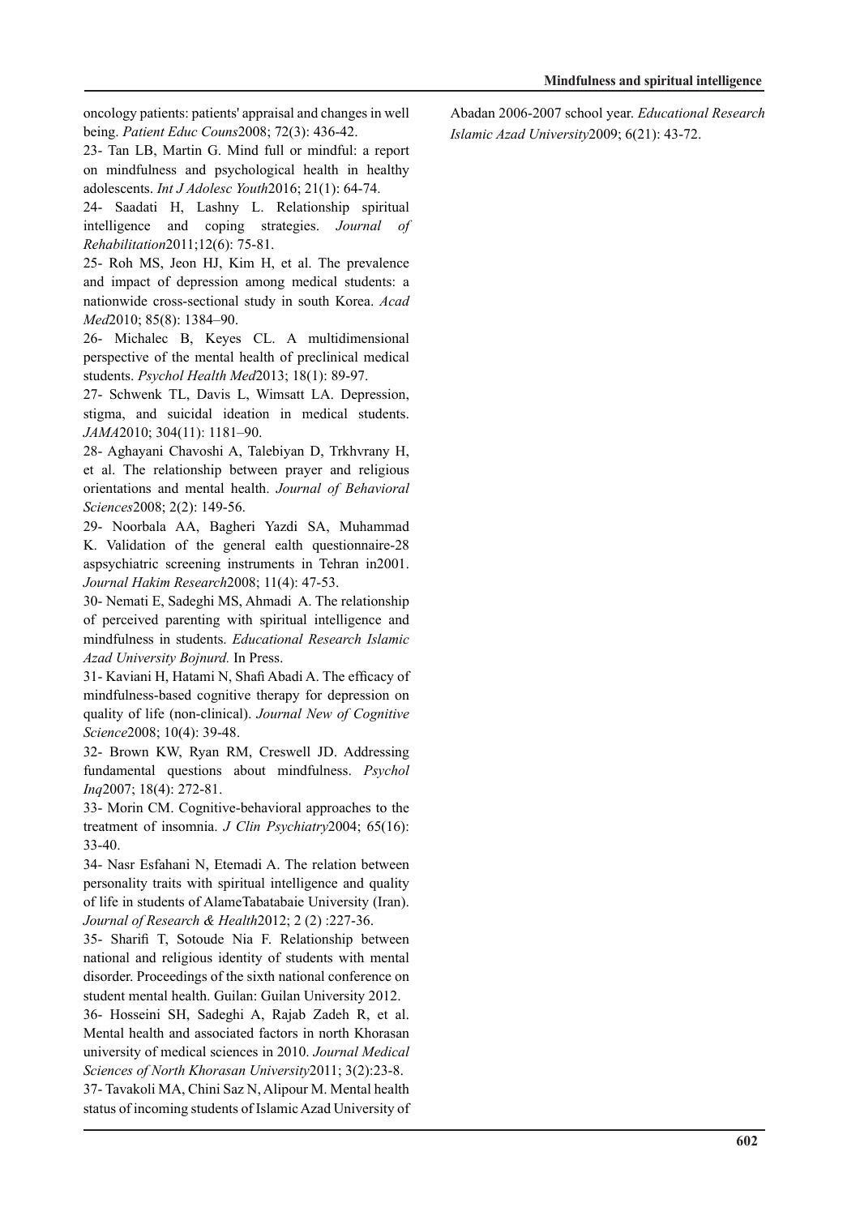oncology patients: patients' appraisal and changes in well being. *Patient Educ Couns*2008; 72(3): 436-42.

23- Tan LB, Martin G. Mind full or mindful: a report on mindfulness and psychological health in healthy adolescents. *Int J Adolesc Youth*2016; 21(1): 64-74.

24- Saadati H, Lashny L. Relationship spiritual intelligence and coping strategies. *Journal of Rehabilitation*2011;12(6): 75-81.

25- Roh MS, Jeon HJ, Kim H, et al. The prevalence and impact of depression among medical students: a nationwide cross-sectional study in south Korea. *Acad Med*2010; 85(8): 1384–90.

26- Michalec B, Keyes CL. A multidimensional perspective of the mental health of preclinical medical students. *Psychol Health Med*2013; 18(1): 89-97.

27- Schwenk TL, Davis L, Wimsatt LA. Depression, stigma, and suicidal ideation in medical students. *JAMA*2010; 304(11): 1181–90.

28- Aghayani Chavoshi A, Talebiyan D, Trkhvrany H, et al. The relationship between prayer and religious orientations and mental health. *Journal of Behavioral Sciences*2008; 2(2): 149-56.

29- Noorbala AA, Bagheri Yazdi SA, Muhammad K. Validation of the general ealth questionnaire-28 aspsychiatric screening instruments in Tehran in2001. *Journal Hakim Research*2008; 11(4): 47-53.

30- Nemati E, Sadeghi MS, Ahmadi A. The relationship of perceived parenting with spiritual intelligence and mindfulness in students. *Educational Research Islamic Azad University Bojnurd.* In Press.

31- Kaviani H, Hatami N, Shafi Abadi A. The efficacy of mindfulness-based cognitive therapy for depression on quality of life (non-clinical). *Journal New of Cognitive Science*2008; 10(4): 39-48.

32- Brown KW, Ryan RM, Creswell JD. Addressing fundamental questions about mindfulness. *Psychol Inq*2007; 18(4): 272-81.

33- Morin CM. Cognitive-behavioral approaches to the treatment of insomnia. *J Clin Psychiatry*2004; 65(16): 33-40.

34- Nasr Esfahani N, Etemadi A. The relation between personality traits with spiritual intelligence and quality of life in students of AlameTabatabaie University (Iran). *Journal of Research & Health*2012; 2 (2) :227-36.

35- Sharifi T, Sotoude Nia F. Relationship between national and religious identity of students with mental disorder. Proceedings of the sixth national conference on student mental health. Guilan: Guilan University 2012.

36- Hosseini SH, Sadeghi A, Rajab Zadeh R, et al. Mental health and associated factors in north Khorasan university of medical sciences in 2010. *Journal Medical Sciences of North Khorasan University*2011; 3(2):23-8.

37- Tavakoli MA, Chini Saz N, Alipour M. Mental health status of incoming students of Islamic Azad University of Abadan 2006-2007 school year. *Educational Research Islamic Azad University*2009; 6(21): 43-72.